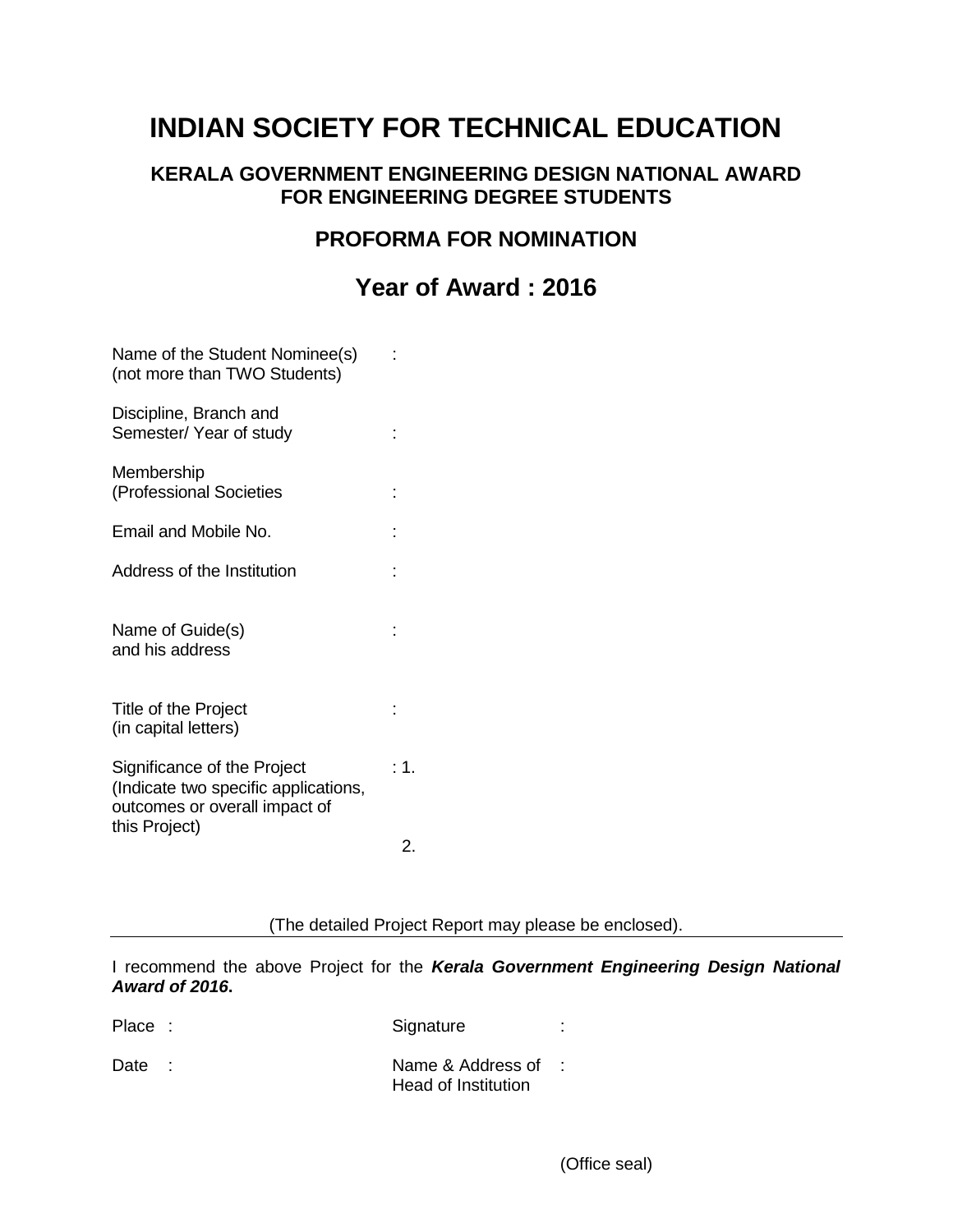# INDIAN SOCIETY FOR TECHNICAL EDUCATION

## KERALA GOVERNMENT ENGINEERING DESIGN NATIONAL AWARD FOR ENGINEERING DEGREE STUDENTS

## PROFORMA FOR NOMINATION

## Year of Award : 2016

Name of the Student Nominee(s) (not more than TWO Students) :

Discipline, Branch and Semester/ Year of study :

Membership (Professional Societies :

Email and Mobile No. :

Address of the Institution :

Name of Guide(s) and his address :

Title of the Project (in capital letters) :

Significance of the Project (Indicate two specific applications, outcomes or overall impact of this Project) : 1.

2.

(The detailed Project Report may please be enclosed).

---

I recommend the above Project for the ***Kerala Government Engineering Design National Award of 2016*.**

Place :

Date :

Signature :

Name & Address of Head of Institution :

(Office seal)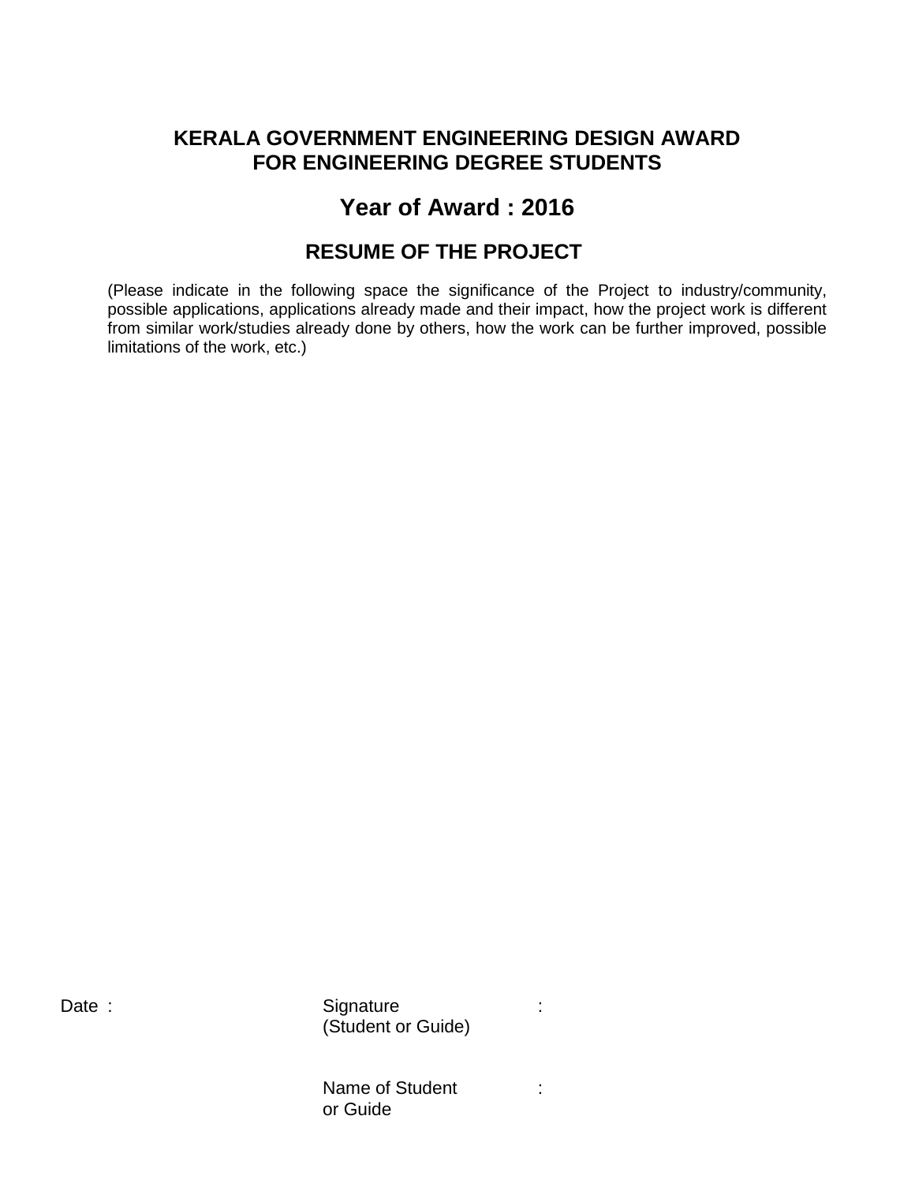## KERALA GOVERNMENT ENGINEERING DESIGN AWARD FOR ENGINEERING DEGREE STUDENTS

## Year of Award : 2016

## RESUME OF THE PROJECT

(Please indicate in the following space the significance of the Project to industry/community, possible applications, applications already made and their impact, how the project work is different from similar work/studies already done by others, how the work can be further improved, possible limitations of the work, etc.)

Date :

Signature (Student or Guide) :

Name of Student or Guide :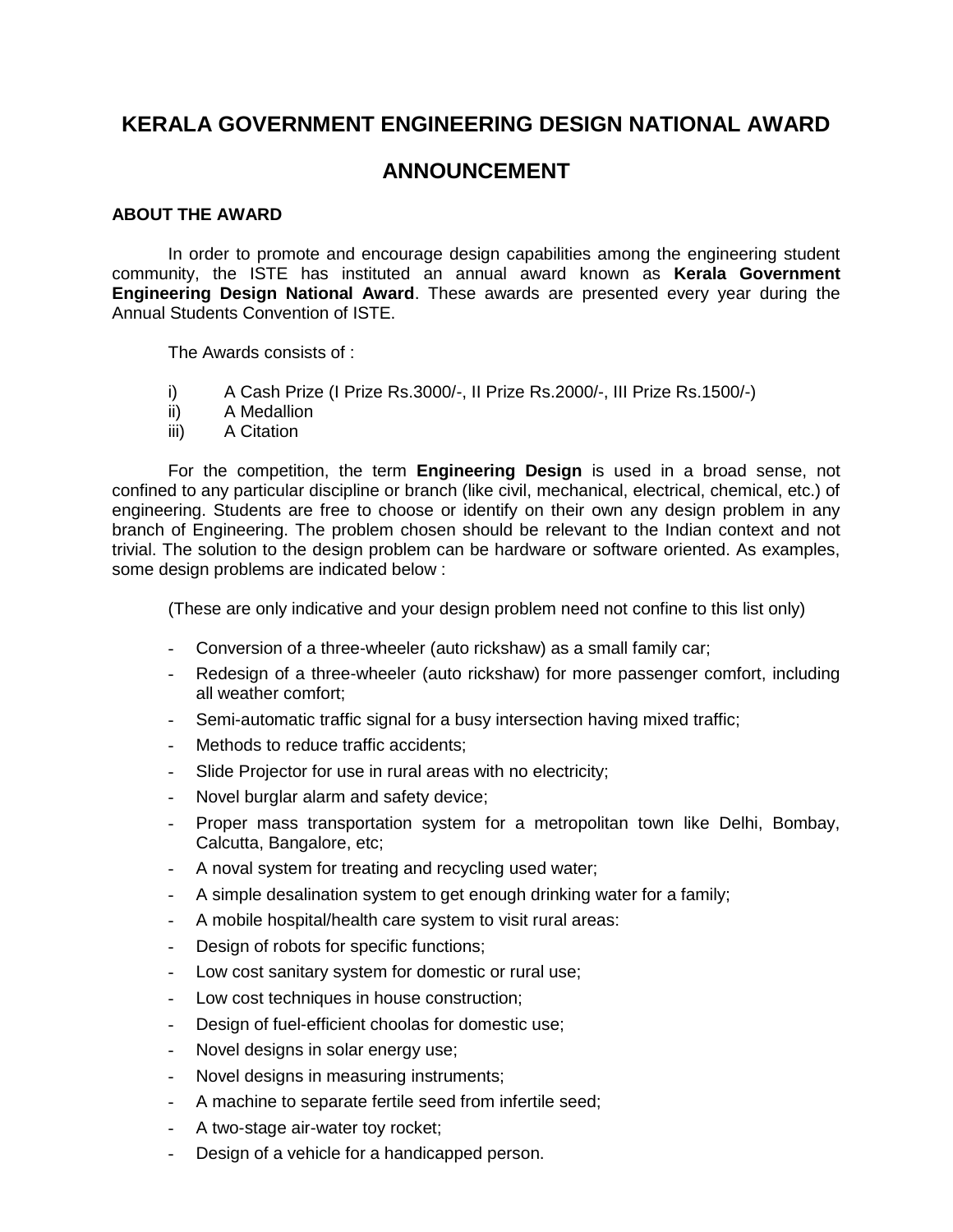# KERALA GOVERNMENT ENGINEERING DESIGN NATIONAL AWARD

## ANNOUNCEMENT

### ABOUT THE AWARD

In order to promote and encourage design capabilities among the engineering student community, the ISTE has instituted an annual award known as **Kerala Government Engineering Design National Award**. These awards are presented every year during the Annual Students Convention of ISTE.

The Awards consists of :

i) A Cash Prize (I Prize Rs.3000/-, II Prize Rs.2000/-, III Prize Rs.1500/-)
ii) A Medallion
iii) A Citation

For the competition, the term **Engineering Design** is used in a broad sense, not confined to any particular discipline or branch (like civil, mechanical, electrical, chemical, etc.) of engineering. Students are free to choose or identify on their own any design problem in any branch of Engineering. The problem chosen should be relevant to the Indian context and not trivial. The solution to the design problem can be hardware or software oriented. As examples, some design problems are indicated below :

(These are only indicative and your design problem need not confine to this list only)

- Conversion of a three-wheeler (auto rickshaw) as a small family car;
- Redesign of a three-wheeler (auto rickshaw) for more passenger comfort, including all weather comfort;
- Semi-automatic traffic signal for a busy intersection having mixed traffic;
- Methods to reduce traffic accidents;
- Slide Projector for use in rural areas with no electricity;
- Novel burglar alarm and safety device;
- Proper mass transportation system for a metropolitan town like Delhi, Bombay, Calcutta, Bangalore, etc;
- A noval system for treating and recycling used water;
- A simple desalination system to get enough drinking water for a family;
- A mobile hospital/health care system to visit rural areas:
- Design of robots for specific functions;
- Low cost sanitary system for domestic or rural use;
- Low cost techniques in house construction;
- Design of fuel-efficient choolas for domestic use;
- Novel designs in solar energy use;
- Novel designs in measuring instruments;
- A machine to separate fertile seed from infertile seed;
- A two-stage air-water toy rocket;
- Design of a vehicle for a handicapped person.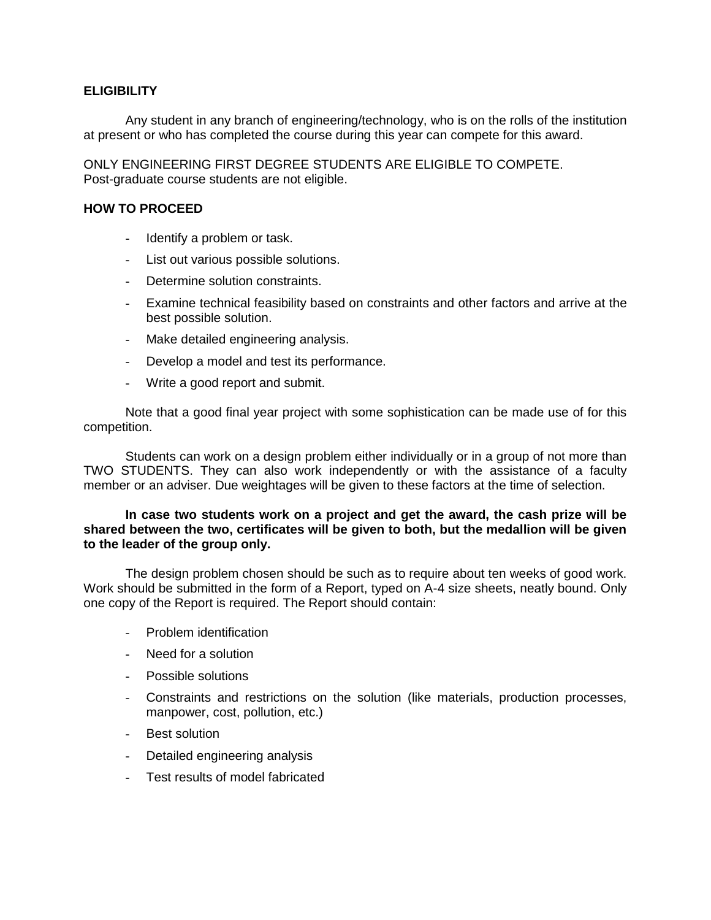**ELIGIBILITY**

Any student in any branch of engineering/technology, who is on the rolls of the institution at present or who has completed the course during this year can compete for this award.

ONLY ENGINEERING FIRST DEGREE STUDENTS ARE ELIGIBLE TO COMPETE.
Post-graduate course students are not eligible.

**HOW TO PROCEED**

- Identify a problem or task.
- List out various possible solutions.
- Determine solution constraints.
- Examine technical feasibility based on constraints and other factors and arrive at the best possible solution.
- Make detailed engineering analysis.
- Develop a model and test its performance.
- Write a good report and submit.

Note that a good final year project with some sophistication can be made use of for this competition.

Students can work on a design problem either individually or in a group of not more than TWO STUDENTS. They can also work independently or with the assistance of a faculty member or an adviser. Due weightages will be given to these factors at the time of selection.

**In case two students work on a project and get the award, the cash prize will be shared between the two, certificates will be given to both, but the medallion will be given to the leader of the group only.**

The design problem chosen should be such as to require about ten weeks of good work. Work should be submitted in the form of a Report, typed on A-4 size sheets, neatly bound. Only one copy of the Report is required. The Report should contain:

- Problem identification
- Need for a solution
- Possible solutions
- Constraints and restrictions on the solution (like materials, production processes, manpower, cost, pollution, etc.)
- Best solution
- Detailed engineering analysis
- Test results of model fabricated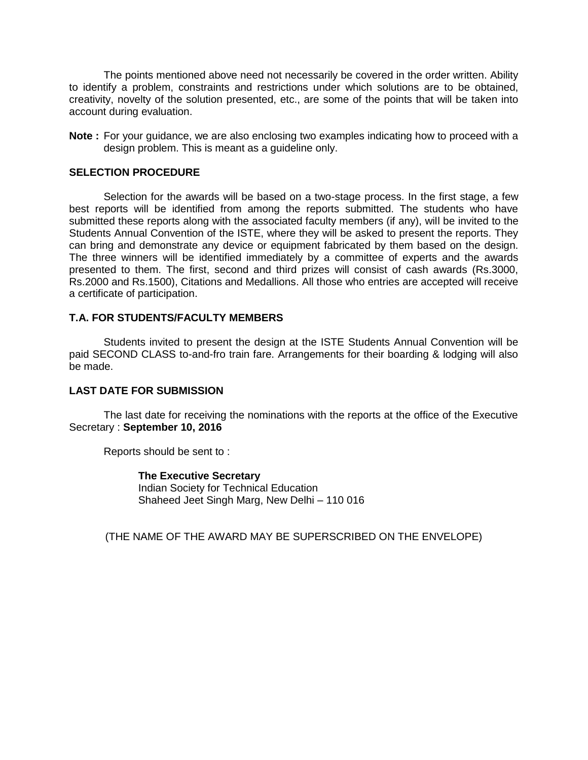The points mentioned above need not necessarily be covered in the order written. Ability to identify a problem, constraints and restrictions under which solutions are to be obtained, creativity, novelty of the solution presented, etc., are some of the points that will be taken into account during evaluation.

**Note :** For your guidance, we are also enclosing two examples indicating how to proceed with a design problem. This is meant as a guideline only.

**SELECTION PROCEDURE**

Selection for the awards will be based on a two-stage process. In the first stage, a few best reports will be identified from among the reports submitted. The students who have submitted these reports along with the associated faculty members (if any), will be invited to the Students Annual Convention of the ISTE, where they will be asked to present the reports. They can bring and demonstrate any device or equipment fabricated by them based on the design. The three winners will be identified immediately by a committee of experts and the awards presented to them. The first, second and third prizes will consist of cash awards (Rs.3000, Rs.2000 and Rs.1500), Citations and Medallions. All those who entries are accepted will receive a certificate of participation.

**T.A. FOR STUDENTS/FACULTY MEMBERS**

Students invited to present the design at the ISTE Students Annual Convention will be paid SECOND CLASS to-and-fro train fare. Arrangements for their boarding & lodging will also be made.

**LAST DATE FOR SUBMISSION**

The last date for receiving the nominations with the reports at the office of the Executive Secretary : **September 10, 2016**

Reports should be sent to :

**The Executive Secretary**
Indian Society for Technical Education
Shaheed Jeet Singh Marg, New Delhi – 110 016

(THE NAME OF THE AWARD MAY BE SUPERSCRIBED ON THE ENVELOPE)